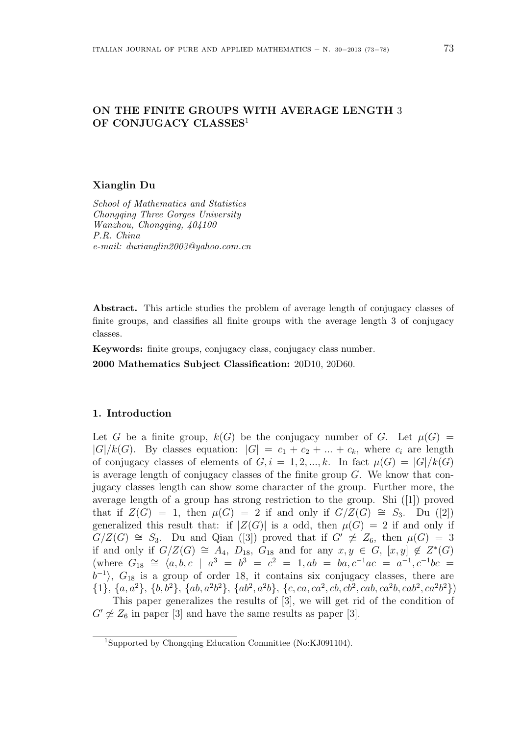# ON THE FINITE GROUPS WITH AVERAGE LENGTH 3 OF CONJUGACY CLASSES[1]

**Xianglin Du**

*School of Mathematics and Statistics*
*Chongqing Three Gorges University*
*Wanzhou, Chongqing, 404100*
*P.R. China*
*e-mail: duxianglin2003@yahoo.com.cn*

**Abstract.** This article studies the problem of average length of conjugacy classes of finite groups, and classifies all finite groups with the average length 3 of conjugacy classes.

**Keywords:** finite groups, conjugacy class, conjugacy class number.

**2000 Mathematics Subject Classification:** 20D10, 20D60.

## 1. Introduction

Let $G$ be a finite group, $k(G)$ be the conjugacy number of $G$. Let $\mu(G) = |G|/k(G)$. By classes equation: $|G| = c_1 + c_2 + ... + c_k$, where $c_i$ are length of conjugacy classes of elements of $G, i = 1, 2, ..., k$. In fact $\mu(G) = |G|/k(G)$ is average length of conjugacy classes of the finite group $G$. We know that conjugacy classes length can show some character of the group. Further more, the average length of a group has strong restriction to the group. Shi ([1]) proved that if $Z(G) = 1$, then $\mu(G) = 2$ if and only if $G/Z(G) \cong S_3$. Du ([2]) generalized this result that: if $|Z(G)|$ is a odd, then $\mu(G) = 2$ if and only if $G/Z(G) \cong S_3$. Du and Qian ([3]) proved that if $G' \ncong Z_6$, then $\mu(G) = 3$ if and only if $G/Z(G) \cong A_4$, $D_{18}$, $G_{18}$ and for any $x, y \in G$, $[x, y] \notin Z^*(G)$ (where $G_{18} \cong \langle a, b, c \mid a^3 = b^3 = c^2 = 1, ab = ba, c^{-1}ac = a^{-1}, c^{-1}bc = b^{-1}\rangle$, $G_{18}$ is a group of order 18, it contains six conjugacy classes, there are $\{1\}$, $\{a, a^2\}$, $\{b, b^2\}$, $\{ab, a^2b^2\}$, $\{ab^2, a^2b\}$, $\{c, ca, ca^2, cb, cb^2, cab, ca^2b, cab^2, ca^2b^2\}$)

This paper generalizes the results of [3], we will get rid of the condition of $G' \ncong Z_6$ in paper [3] and have the same results as paper [3].

[1]Supported by Chongqing Education Committee (No:KJ091104).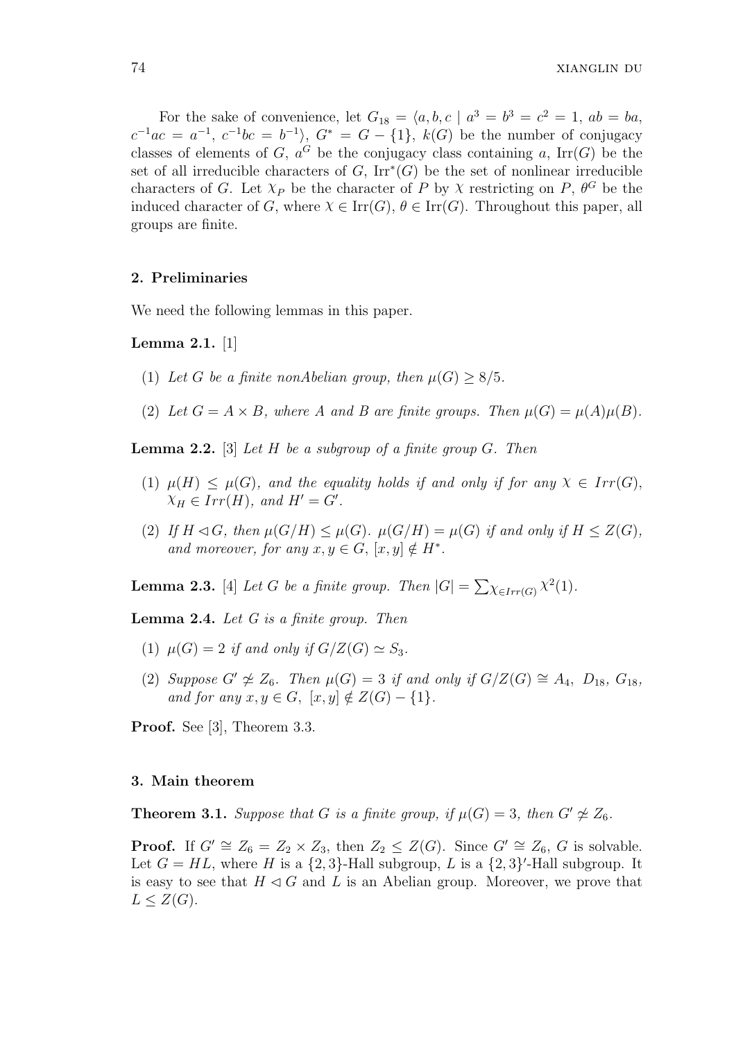For the sake of convenience, let $G_{18} = \langle a, b, c \mid a^3 = b^3 = c^2 = 1,\ ab = ba,\ c^{-1}ac = a^{-1},\ c^{-1}bc = b^{-1}\rangle$, $G^* = G - \{1\}$, $k(G)$ be the number of conjugacy classes of elements of $G$, $a^G$ be the conjugacy class containing $a$, $\mathrm{Irr}(G)$ be the set of all irreducible characters of $G$, $\mathrm{Irr}^*(G)$ be the set of nonlinear irreducible characters of $G$. Let $\chi_P$ be the character of $P$ by $\chi$ restricting on $P$, $\theta^G$ be the induced character of $G$, where $\chi \in \mathrm{Irr}(G)$, $\theta \in \mathrm{Irr}(G)$. Throughout this paper, all groups are finite.

## 2. Preliminaries

We need the following lemmas in this paper.

**Lemma 2.1.** [1]

1. *Let $G$ be a finite nonAbelian group, then $\mu(G) \geq 8/5$.*
2. *Let $G = A \times B$, where $A$ and $B$ are finite groups. Then $\mu(G) = \mu(A)\mu(B)$.*

**Lemma 2.2.** [3] *Let $H$ be a subgroup of a finite group $G$. Then*

1. *$\mu(H) \leq \mu(G)$, and the equality holds if and only if for any $\chi \in Irr(G)$, $\chi_H \in Irr(H)$, and $H' = G'$.*
2. *If $H \lhd G$, then $\mu(G/H) \leq \mu(G)$. $\mu(G/H) = \mu(G)$ if and only if $H \leq Z(G)$, and moreover, for any $x, y \in G$, $[x, y] \notin H^*$.*

**Lemma 2.3.** [4] *Let $G$ be a finite group. Then $|G| = \sum_{\chi \in Irr(G)} \chi^2(1)$.*

**Lemma 2.4.** *Let $G$ is a finite group. Then*

1. *$\mu(G) = 2$ if and only if $G/Z(G) \simeq S_3$.*
2. *Suppose $G' \not\cong Z_6$. Then $\mu(G) = 3$ if and only if $G/Z(G) \cong A_4$, $D_{18}$, $G_{18}$, and for any $x, y \in G$, $[x, y] \notin Z(G) - \{1\}$.*

**Proof.** See [3], Theorem 3.3.

## 3. Main theorem

**Theorem 3.1.** *Suppose that $G$ is a finite group, if $\mu(G) = 3$, then $G' \not\cong Z_6$.*

**Proof.** If $G' \cong Z_6 = Z_2 \times Z_3$, then $Z_2 \leq Z(G)$. Since $G' \cong Z_6$, $G$ is solvable. Let $G = HL$, where $H$ is a $\{2, 3\}$-Hall subgroup, $L$ is a $\{2, 3\}'$-Hall subgroup. It is easy to see that $H \lhd G$ and $L$ is an Abelian group. Moreover, we prove that $L \leq Z(G)$.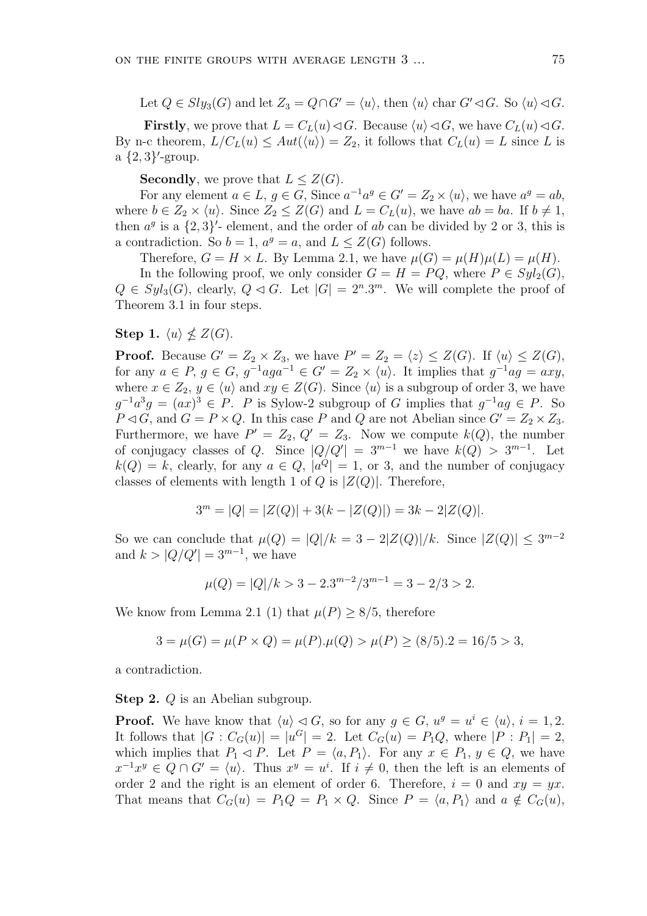Let $Q \in Sly_3(G)$ and let $Z_3 = Q \cap G' = \langle u \rangle$, then $\langle u \rangle$ char $G' \lhd G$. So $\langle u \rangle \lhd G$.

**Firstly**, we prove that $L = C_L(u) \lhd G$. Because $\langle u \rangle \lhd G$, we have $C_L(u) \lhd G$. By n-c theorem, $L/C_L(u) \leq Aut(\langle u \rangle) = Z_2$, it follows that $C_L(u) = L$ since $L$ is a $\{2,3\}'$-group.

**Secondly**, we prove that $L \leq Z(G)$.

For any element $a \in L$, $g \in G$, Since $a^{-1}a^g \in G' = Z_2 \times \langle u \rangle$, we have $a^g = ab$, where $b \in Z_2 \times \langle u \rangle$. Since $Z_2 \leq Z(G)$ and $L = C_L(u)$, we have $ab = ba$. If $b \neq 1$, then $a^g$ is a $\{2,3\}'$- element, and the order of $ab$ can be divided by 2 or 3, this is a contradiction. So $b = 1$, $a^g = a$, and $L \leq Z(G)$ follows.

Therefore, $G = H \times L$. By Lemma 2.1, we have $\mu(G) = \mu(H)\mu(L) = \mu(H)$.

In the following proof, we only consider $G = H = PQ$, where $P \in Syl_2(G)$, $Q \in Syl_3(G)$, clearly, $Q \lhd G$. Let $|G| = 2^n.3^m$. We will complete the proof of Theorem 3.1 in four steps.

**Step 1.** $\langle u \rangle \nleq Z(G)$.

**Proof.** Because $G' = Z_2 \times Z_3$, we have $P' = Z_2 = \langle z \rangle \leq Z(G)$. If $\langle u \rangle \leq Z(G)$, for any $a \in P$, $g \in G$, $g^{-1}aga^{-1} \in G' = Z_2 \times \langle u \rangle$. It implies that $g^{-1}ag = axy$, where $x \in Z_2$, $y \in \langle u \rangle$ and $xy \in Z(G)$. Since $\langle u \rangle$ is a subgroup of order 3, we have $g^{-1}a^3g = (ax)^3 \in P$. $P$ is Sylow-2 subgroup of $G$ implies that $g^{-1}ag \in P$. So $P \lhd G$, and $G = P \times Q$. In this case $P$ and $Q$ are not Abelian since $G' = Z_2 \times Z_3$. Furthermore, we have $P' = Z_2$, $Q' = Z_3$. Now we compute $k(Q)$, the number of conjugacy classes of $Q$. Since $|Q/Q'| = 3^{m-1}$ we have $k(Q) > 3^{m-1}$. Let $k(Q) = k$, clearly, for any $a \in Q$, $|a^Q| = 1$, or 3, and the number of conjugacy classes of elements with length 1 of $Q$ is $|Z(Q)|$. Therefore,

$$3^m = |Q| = |Z(Q)| + 3(k - |Z(Q)|) = 3k - 2|Z(Q)|.$$

So we can conclude that $\mu(Q) = |Q|/k = 3 - 2|Z(Q)|/k$. Since $|Z(Q)| \leq 3^{m-2}$ and $k > |Q/Q'| = 3^{m-1}$, we have

$$\mu(Q) = |Q|/k > 3 - 2.3^{m-2}/3^{m-1} = 3 - 2/3 > 2.$$

We know from Lemma 2.1 (1) that $\mu(P) \geq 8/5$, therefore

$$3 = \mu(G) = \mu(P \times Q) = \mu(P).\mu(Q) > \mu(P) \geq (8/5).2 = 16/5 > 3,$$

a contradiction.

**Step 2.** $Q$ is an Abelian subgroup.

**Proof.** We have know that $\langle u \rangle \lhd G$, so for any $g \in G$, $u^g = u^i \in \langle u \rangle$, $i = 1, 2$. It follows that $|G : C_G(u)| = |u^G| = 2$. Let $C_G(u) = P_1Q$, where $|P : P_1| = 2$, which implies that $P_1 \lhd P$. Let $P = \langle a, P_1 \rangle$. For any $x \in P_1$, $y \in Q$, we have $x^{-1}x^y \in Q \cap G' = \langle u \rangle$. Thus $x^y = u^i$. If $i \neq 0$, then the left is an elements of order 2 and the right is an element of order 6. Therefore, $i = 0$ and $xy = yx$. That means that $C_G(u) = P_1Q = P_1 \times Q$. Since $P = \langle a, P_1 \rangle$ and $a \notin C_G(u)$,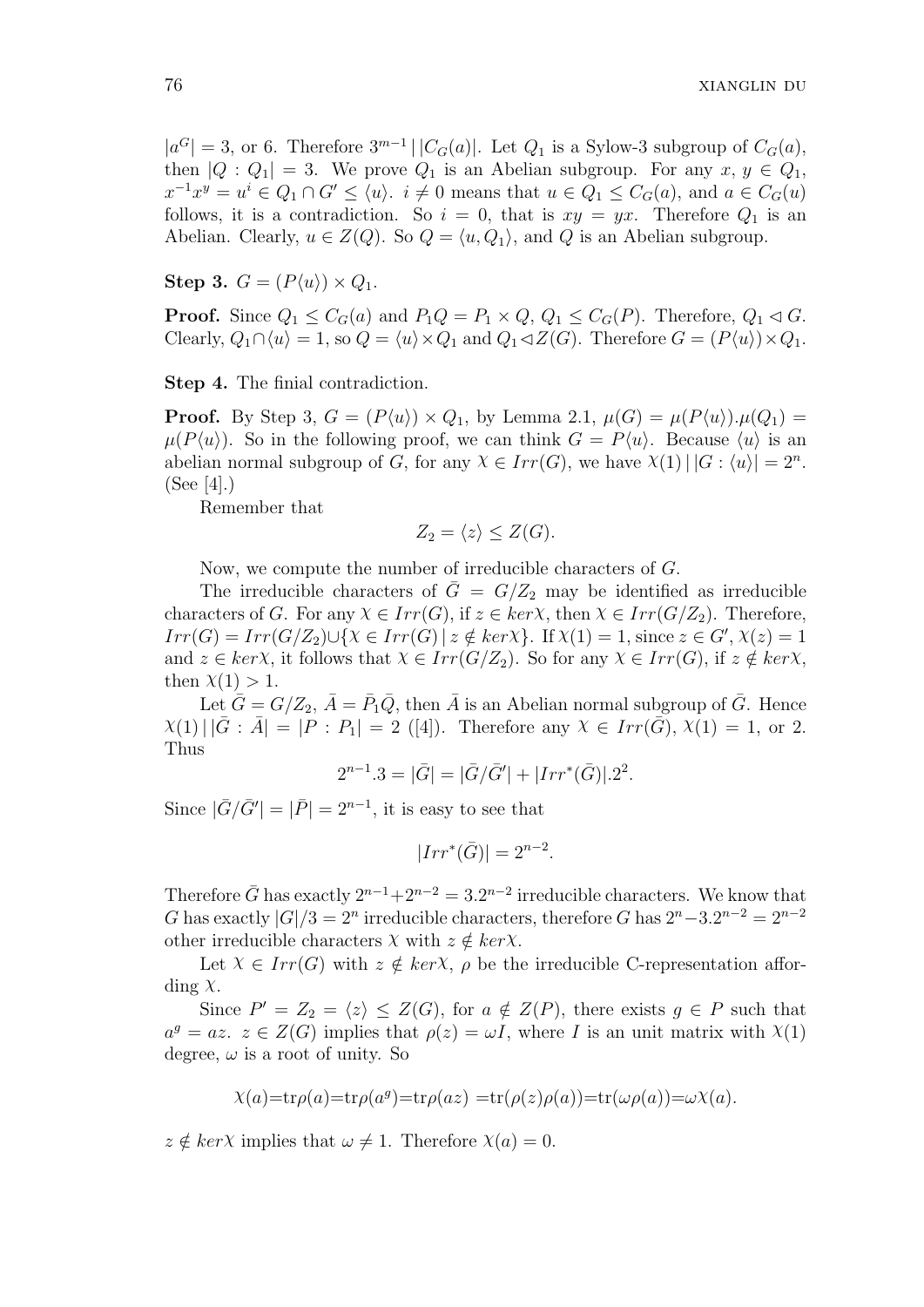$|a^G| = 3$, or 6. Therefore $3^{m-1} \,|\, |C_G(a)|$. Let $Q_1$ is a Sylow-3 subgroup of $C_G(a)$, then $|Q : Q_1| = 3$. We prove $Q_1$ is an Abelian subgroup. For any $x, y \in Q_1$, $x^{-1}x^y = u^i \in Q_1 \cap G' \leq \langle u \rangle$. $i \neq 0$ means that $u \in Q_1 \leq C_G(a)$, and $a \in C_G(u)$ follows, it is a contradiction. So $i = 0$, that is $xy = yx$. Therefore $Q_1$ is an Abelian. Clearly, $u \in Z(Q)$. So $Q = \langle u, Q_1 \rangle$, and $Q$ is an Abelian subgroup.

**Step 3.** $G = (P\langle u \rangle) \times Q_1$.

**Proof.** Since $Q_1 \leq C_G(a)$ and $P_1 Q = P_1 \times Q$, $Q_1 \leq C_G(P)$. Therefore, $Q_1 \lhd G$. Clearly, $Q_1 \cap \langle u \rangle = 1$, so $Q = \langle u \rangle \times Q_1$ and $Q_1 \lhd Z(G)$. Therefore $G = (P\langle u \rangle) \times Q_1$.

**Step 4.** The finial contradiction.

**Proof.** By Step 3, $G = (P\langle u \rangle) \times Q_1$, by Lemma 2.1, $\mu(G) = \mu(P\langle u \rangle).\mu(Q_1) = \mu(P\langle u \rangle)$. So in the following proof, we can think $G = P\langle u \rangle$. Because $\langle u \rangle$ is an abelian normal subgroup of $G$, for any $\chi \in Irr(G)$, we have $\chi(1) \,|\, |G : \langle u \rangle| = 2^n$. (See [4].)

Remember that

$$Z_2 = \langle z \rangle \leq Z(G).$$

Now, we compute the number of irreducible characters of $G$.

The irreducible characters of $\bar{G} = G/Z_2$ may be identified as irreducible characters of $G$. For any $\chi \in Irr(G)$, if $z \in ker\chi$, then $\chi \in Irr(G/Z_2)$. Therefore, $Irr(G) = Irr(G/Z_2) \cup \{\chi \in Irr(G) \,|\, z \notin ker\chi\}$. If $\chi(1) = 1$, since $z \in G'$, $\chi(z) = 1$ and $z \in ker\chi$, it follows that $\chi \in Irr(G/Z_2)$. So for any $\chi \in Irr(G)$, if $z \notin ker\chi$, then $\chi(1) > 1$.

Let $\bar{G} = G/Z_2$, $\bar{A} = \bar{P}_1\bar{Q}$, then $\bar{A}$ is an Abelian normal subgroup of $\bar{G}$. Hence $\chi(1) \,|\, |\bar{G} : \bar{A}| = |P : P_1| = 2$ ([4]). Therefore any $\chi \in Irr(\bar{G})$, $\chi(1) = 1$, or 2. Thus

$$2^{n-1}.3 = |\bar{G}| = |\bar{G}/\bar{G}'| + |Irr^*(\bar{G})|.2^2.$$

Since $|\bar{G}/\bar{G}'| = |\bar{P}| = 2^{n-1}$, it is easy to see that

$$|Irr^*(\bar{G})| = 2^{n-2}.$$

Therefore $\bar{G}$ has exactly $2^{n-1} + 2^{n-2} = 3.2^{n-2}$ irreducible characters. We know that $G$ has exactly $|G|/3 = 2^n$ irreducible characters, therefore $G$ has $2^n - 3.2^{n-2} = 2^{n-2}$ other irreducible characters $\chi$ with $z \notin ker\chi$.

Let $\chi \in Irr(G)$ with $z \notin ker\chi$, $\rho$ be the irreducible C-representation affording $\chi$.

Since $P' = Z_2 = \langle z \rangle \leq Z(G)$, for $a \notin Z(P)$, there exists $g \in P$ such that $a^g = az$. $z \in Z(G)$ implies that $\rho(z) = \omega I$, where $I$ is an unit matrix with $\chi(1)$ degree, $\omega$ is a root of unity. So

$$\chi(a) = \text{tr}\rho(a) = \text{tr}\rho(a^g) = \text{tr}\rho(az) = \text{tr}(\rho(z)\rho(a)) = \text{tr}(\omega\rho(a)) = \omega\chi(a).$$

$z \notin ker\chi$ implies that $\omega \neq 1$. Therefore $\chi(a) = 0$.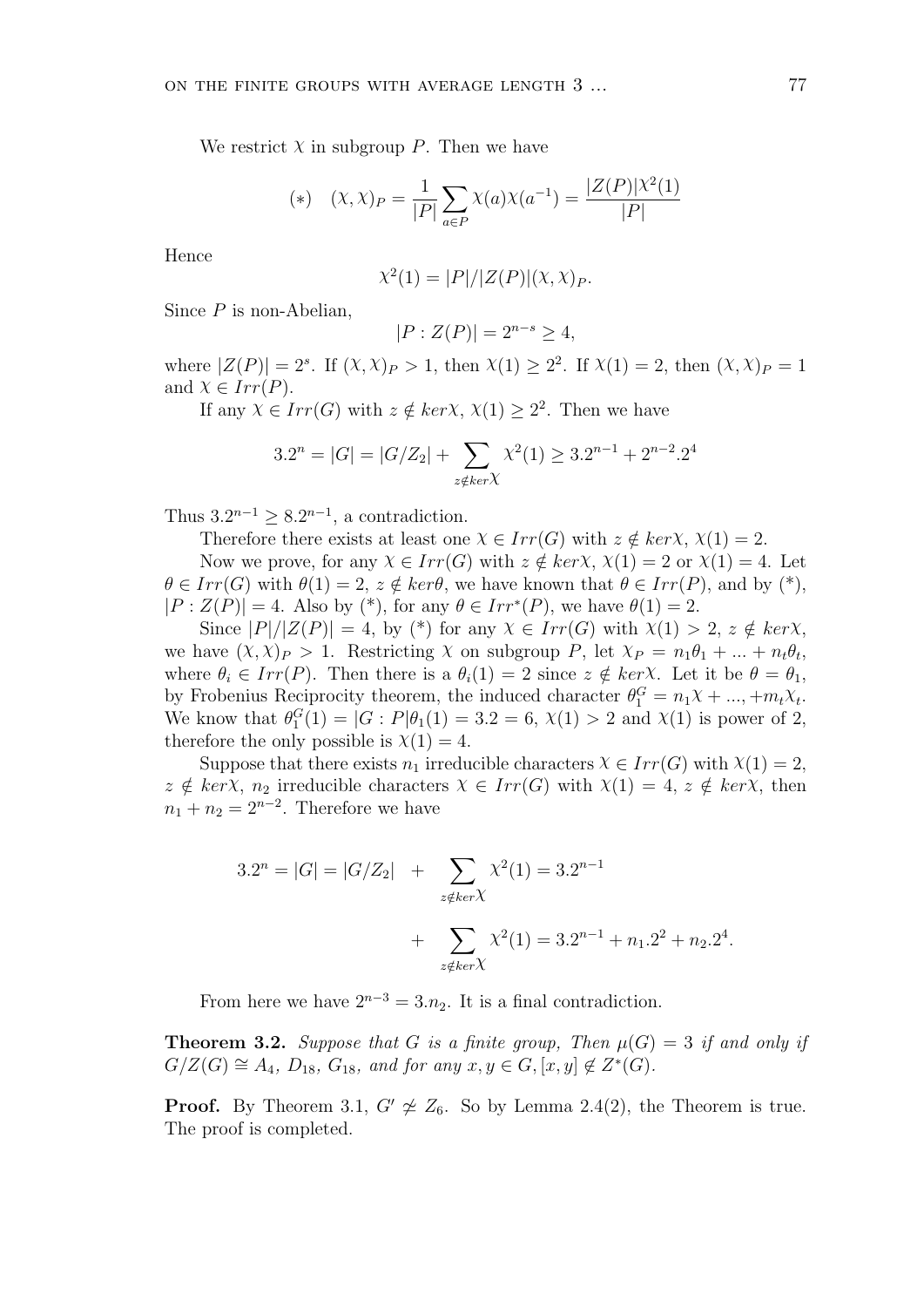We restrict $\chi$ in subgroup $P$. Then we have

$$(*) \quad (\chi, \chi)_P = \frac{1}{|P|} \sum_{a \in P} \chi(a)\chi(a^{-1}) = \frac{|Z(P)|\chi^2(1)}{|P|}$$

Hence

$$\chi^2(1) = |P|/|Z(P)|(\chi, \chi)_P.$$

Since $P$ is non-Abelian,

$$|P : Z(P)| = 2^{n-s} \geq 4,$$

where $|Z(P)| = 2^s$. If $(\chi, \chi)_P > 1$, then $\chi(1) \geq 2^2$. If $\chi(1) = 2$, then $(\chi, \chi)_P = 1$ and $\chi \in Irr(P)$.

If any $\chi \in Irr(G)$ with $z \notin ker\chi$, $\chi(1) \geq 2^2$. Then we have

$$3.2^n = |G| = |G/Z_2| + \sum_{z \notin ker\chi} \chi^2(1) \geq 3.2^{n-1} + 2^{n-2}.2^4$$

Thus $3.2^{n-1} \geq 8.2^{n-1}$, a contradiction.

Therefore there exists at least one $\chi \in Irr(G)$ with $z \notin ker\chi$, $\chi(1) = 2$.

Now we prove, for any $\chi \in Irr(G)$ with $z \notin ker\chi$, $\chi(1) = 2$ or $\chi(1) = 4$. Let $\theta \in Irr(G)$ with $\theta(1) = 2$, $z \notin ker\theta$, we have known that $\theta \in Irr(P)$, and by (*), $|P : Z(P)| = 4$. Also by (*), for any $\theta \in Irr^*(P)$, we have $\theta(1) = 2$.

Since $|P|/|Z(P)| = 4$, by (*) for any $\chi \in Irr(G)$ with $\chi(1) > 2$, $z \notin ker\chi$, we have $(\chi, \chi)_P > 1$. Restricting $\chi$ on subgroup $P$, let $\chi_P = n_1\theta_1 + ... + n_t\theta_t$, where $\theta_i \in Irr(P)$. Then there is a $\theta_i(1) = 2$ since $z \notin ker\chi$. Let it be $\theta = \theta_1$, by Frobenius Reciprocity theorem, the induced character $\theta_1^G = n_1\chi + ..., +m_t\chi_t$. We know that $\theta_1^G(1) = |G : P|\theta_1(1) = 3.2 = 6$, $\chi(1) > 2$ and $\chi(1)$ is power of 2, therefore the only possible is $\chi(1) = 4$.

Suppose that there exists $n_1$ irreducible characters $\chi \in Irr(G)$ with $\chi(1) = 2$, $z \notin ker\chi$, $n_2$ irreducible characters $\chi \in Irr(G)$ with $\chi(1) = 4$, $z \notin ker\chi$, then $n_1 + n_2 = 2^{n-2}$. Therefore we have

$$\begin{aligned} 3.2^n = |G| = |G/Z_2| \quad &+ \sum_{z \notin ker\chi} \chi^2(1) = 3.2^{n-1} \\ &+ \sum_{z \notin ker\chi} \chi^2(1) = 3.2^{n-1} + n_1.2^2 + n_2.2^4. \end{aligned}$$

From here we have $2^{n-3} = 3.n_2$. It is a final contradiction.

**Theorem 3.2.** *Suppose that $G$ is a finite group, Then $\mu(G) = 3$ if and only if $G/Z(G) \cong A_4$, $D_{18}$, $G_{18}$, and for any $x, y \in G$, $[x, y] \notin Z^*(G)$.*

**Proof.** By Theorem 3.1, $G' \not\cong Z_6$. So by Lemma 2.4(2), the Theorem is true. The proof is completed.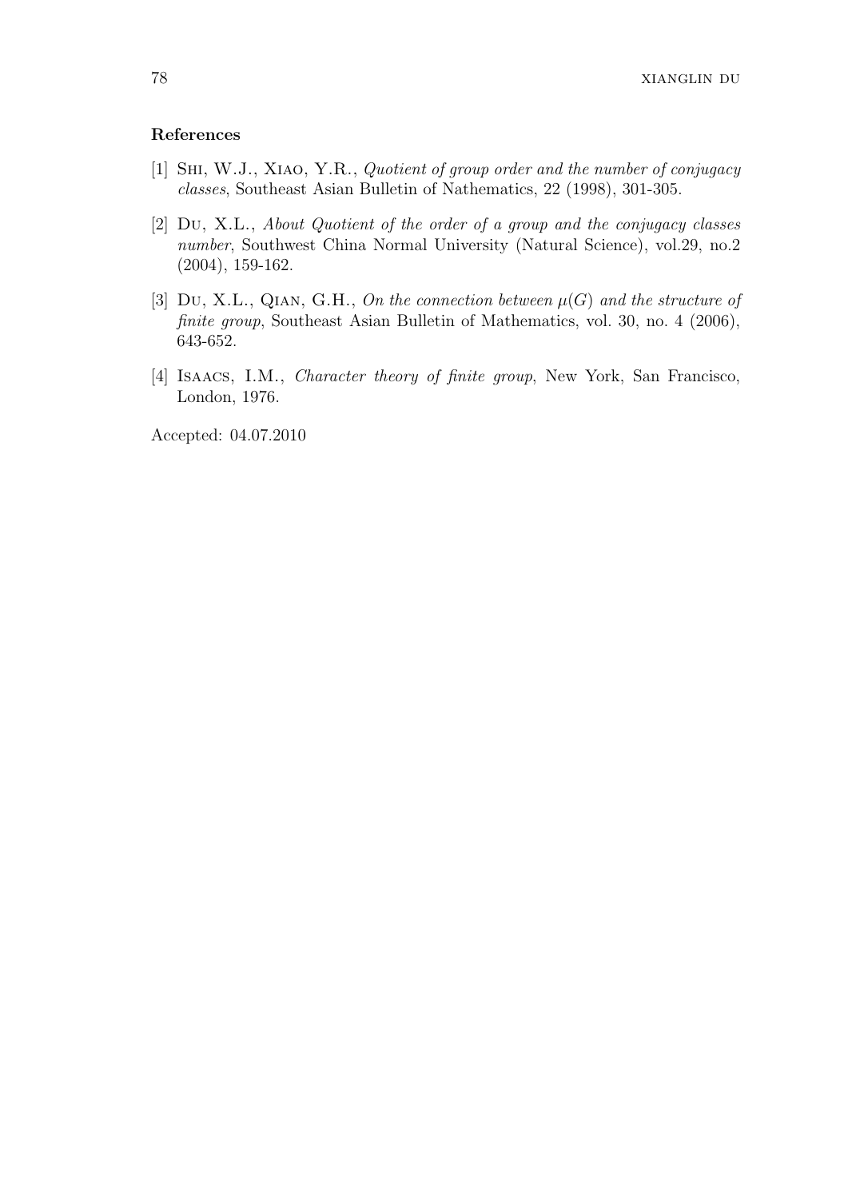### References

[1] Shi, W.J., Xiao, Y.R., *Quotient of group order and the number of conjugacy classes*, Southeast Asian Bulletin of Nathematics, 22 (1998), 301-305.

[2] Du, X.L., *About Quotient of the order of a group and the conjugacy classes number*, Southwest China Normal University (Natural Science), vol.29, no.2 (2004), 159-162.

[3] Du, X.L., Qian, G.H., *On the connection between $\mu(G)$ and the structure of finite group*, Southeast Asian Bulletin of Mathematics, vol. 30, no. 4 (2006), 643-652.

[4] Isaacs, I.M., *Character theory of finite group*, New York, San Francisco, London, 1976.

Accepted: 04.07.2010